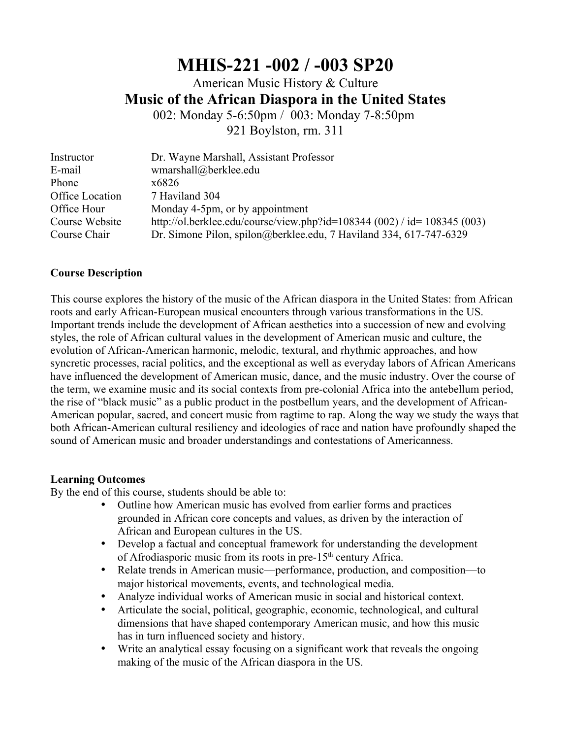# MHIS-221 -002 / -003 SP20

American Music History & Culture

## Music of the African Diaspora in the United States

002: Monday 5-6:50pm / 003: Monday 7-8:50pm

921 Boylston, rm. 311

| | |
|---|---|
| Instructor | Dr. Wayne Marshall, Assistant Professor |
| E-mail | wmarshall@berklee.edu |
| Phone | x6826 |
| Office Location | 7 Haviland 304 |
| Office Hour | Monday 4-5pm, or by appointment |
| Course Website | http://ol.berklee.edu/course/view.php?id=108344 (002) / id= 108345 (003) |
| Course Chair | Dr. Simone Pilon, spilon@berklee.edu, 7 Haviland 334, 617-747-6329 |

**Course Description**

This course explores the history of the music of the African diaspora in the United States: from African roots and early African-European musical encounters through various transformations in the US. Important trends include the development of African aesthetics into a succession of new and evolving styles, the role of African cultural values in the development of American music and culture, the evolution of African-American harmonic, melodic, textural, and rhythmic approaches, and how syncretic processes, racial politics, and the exceptional as well as everyday labors of African Americans have influenced the development of American music, dance, and the music industry. Over the course of the term, we examine music and its social contexts from pre-colonial Africa into the antebellum period, the rise of "black music" as a public product in the postbellum years, and the development of African-American popular, sacred, and concert music from ragtime to rap. Along the way we study the ways that both African-American cultural resiliency and ideologies of race and nation have profoundly shaped the sound of American music and broader understandings and contestations of Americanness.

**Learning Outcomes**

By the end of this course, students should be able to:

- Outline how American music has evolved from earlier forms and practices grounded in African core concepts and values, as driven by the interaction of African and European cultures in the US.
- Develop a factual and conceptual framework for understanding the development of Afrodiasporic music from its roots in pre-15th century Africa.
- Relate trends in American music—performance, production, and composition—to major historical movements, events, and technological media.
- Analyze individual works of American music in social and historical context.
- Articulate the social, political, geographic, economic, technological, and cultural dimensions that have shaped contemporary American music, and how this music has in turn influenced society and history.
- Write an analytical essay focusing on a significant work that reveals the ongoing making of the music of the African diaspora in the US.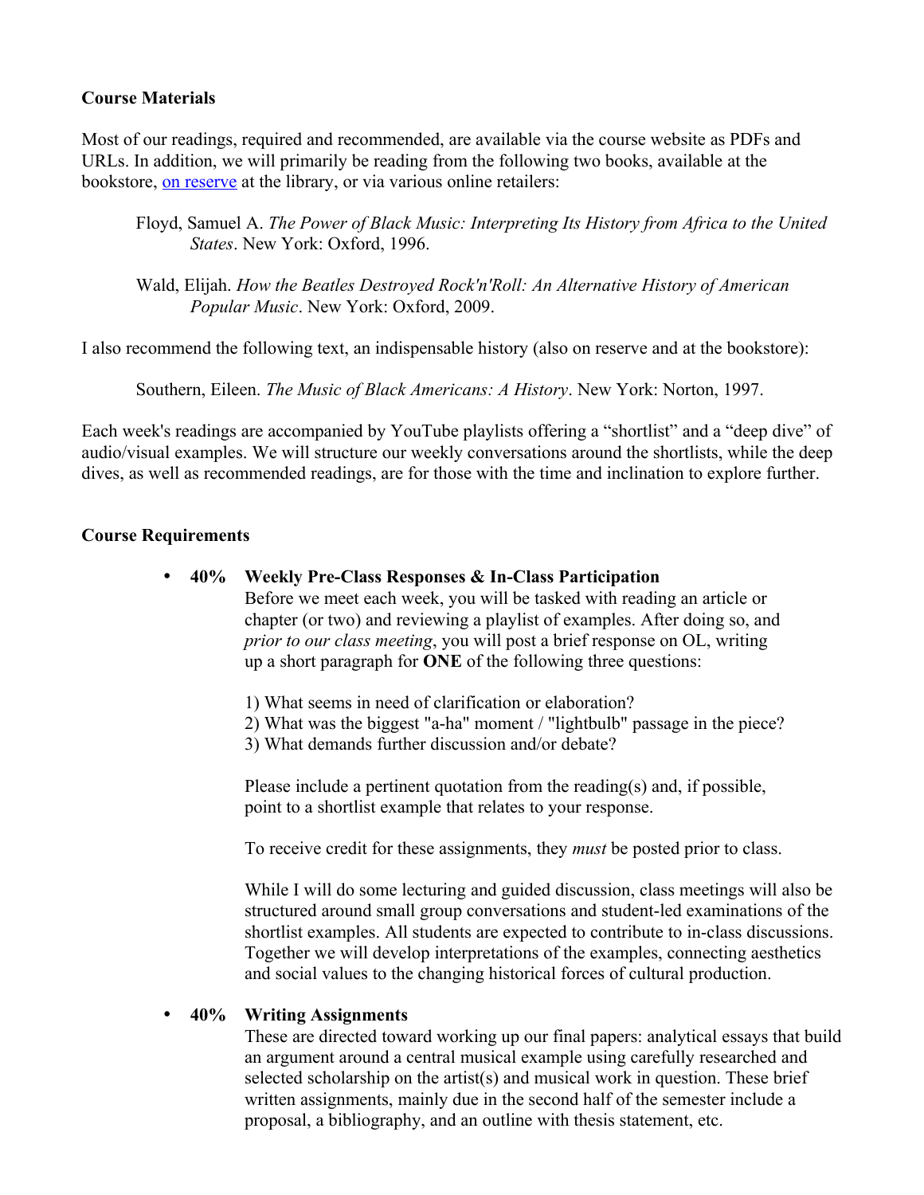**Course Materials**

Most of our readings, required and recommended, are available via the course website as PDFs and URLs. In addition, we will primarily be reading from the following two books, available at the bookstore, on reserve at the library, or via various online retailers:

> Floyd, Samuel A. *The Power of Black Music: Interpreting Its History from Africa to the United States*. New York: Oxford, 1996.
>
> Wald, Elijah. *How the Beatles Destroyed Rock'n'Roll: An Alternative History of American Popular Music*. New York: Oxford, 2009.

I also recommend the following text, an indispensable history (also on reserve and at the bookstore):

> Southern, Eileen. *The Music of Black Americans: A History*. New York: Norton, 1997.

Each week's readings are accompanied by YouTube playlists offering a "shortlist" and a "deep dive" of audio/visual examples. We will structure our weekly conversations around the shortlists, while the deep dives, as well as recommended readings, are for those with the time and inclination to explore further.

**Course Requirements**

- **40% Weekly Pre-Class Responses & In-Class Participation**

  Before we meet each week, you will be tasked with reading an article or chapter (or two) and reviewing a playlist of examples. After doing so, and *prior to our class meeting*, you will post a brief response on OL, writing up a short paragraph for **ONE** of the following three questions:

  1) What seems in need of clarification or elaboration?
  2) What was the biggest "a-ha" moment / "lightbulb" passage in the piece?
  3) What demands further discussion and/or debate?

  Please include a pertinent quotation from the reading(s) and, if possible, point to a shortlist example that relates to your response.

  To receive credit for these assignments, they *must* be posted prior to class.

  While I will do some lecturing and guided discussion, class meetings will also be structured around small group conversations and student-led examinations of the shortlist examples. All students are expected to contribute to in-class discussions. Together we will develop interpretations of the examples, connecting aesthetics and social values to the changing historical forces of cultural production.

- **40% Writing Assignments**

  These are directed toward working up our final papers: analytical essays that build an argument around a central musical example using carefully researched and selected scholarship on the artist(s) and musical work in question. These brief written assignments, mainly due in the second half of the semester include a proposal, a bibliography, and an outline with thesis statement, etc.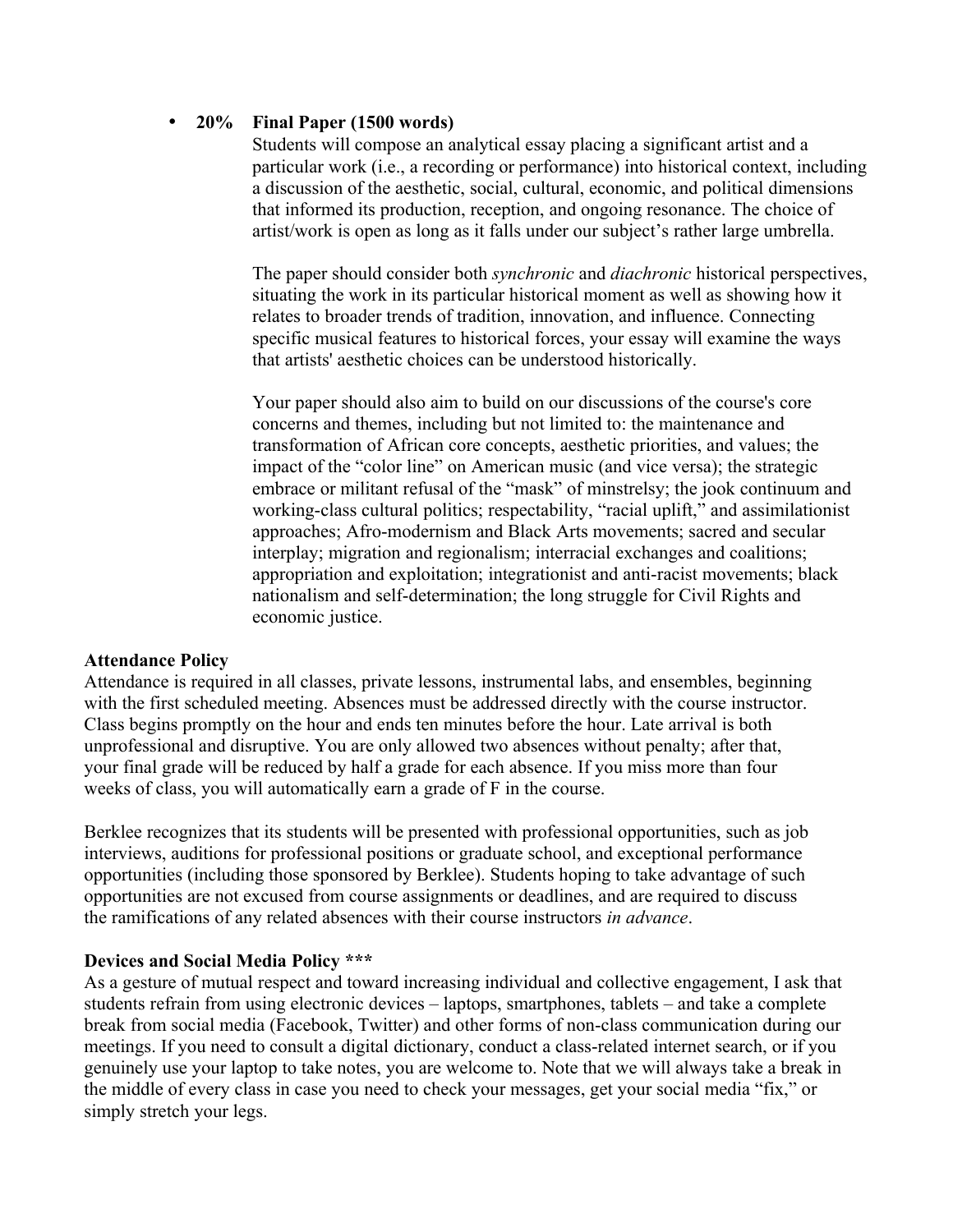- **20% Final Paper (1500 words)**

  Students will compose an analytical essay placing a significant artist and a particular work (i.e., a recording or performance) into historical context, including a discussion of the aesthetic, social, cultural, economic, and political dimensions that informed its production, reception, and ongoing resonance. The choice of artist/work is open as long as it falls under our subject's rather large umbrella.

  The paper should consider both *synchronic* and *diachronic* historical perspectives, situating the work in its particular historical moment as well as showing how it relates to broader trends of tradition, innovation, and influence. Connecting specific musical features to historical forces, your essay will examine the ways that artists' aesthetic choices can be understood historically.

  Your paper should also aim to build on our discussions of the course's core concerns and themes, including but not limited to: the maintenance and transformation of African core concepts, aesthetic priorities, and values; the impact of the "color line" on American music (and vice versa); the strategic embrace or militant refusal of the "mask" of minstrelsy; the jook continuum and working-class cultural politics; respectability, "racial uplift," and assimilationist approaches; Afro-modernism and Black Arts movements; sacred and secular interplay; migration and regionalism; interracial exchanges and coalitions; appropriation and exploitation; integrationist and anti-racist movements; black nationalism and self-determination; the long struggle for Civil Rights and economic justice.

**Attendance Policy**

Attendance is required in all classes, private lessons, instrumental labs, and ensembles, beginning with the first scheduled meeting. Absences must be addressed directly with the course instructor. Class begins promptly on the hour and ends ten minutes before the hour. Late arrival is both unprofessional and disruptive. You are only allowed two absences without penalty; after that, your final grade will be reduced by half a grade for each absence. If you miss more than four weeks of class, you will automatically earn a grade of F in the course.

Berklee recognizes that its students will be presented with professional opportunities, such as job interviews, auditions for professional positions or graduate school, and exceptional performance opportunities (including those sponsored by Berklee). Students hoping to take advantage of such opportunities are not excused from course assignments or deadlines, and are required to discuss the ramifications of any related absences with their course instructors *in advance*.

**Devices and Social Media Policy *****

As a gesture of mutual respect and toward increasing individual and collective engagement, I ask that students refrain from using electronic devices – laptops, smartphones, tablets – and take a complete break from social media (Facebook, Twitter) and other forms of non-class communication during our meetings. If you need to consult a digital dictionary, conduct a class-related internet search, or if you genuinely use your laptop to take notes, you are welcome to. Note that we will always take a break in the middle of every class in case you need to check your messages, get your social media "fix," or simply stretch your legs.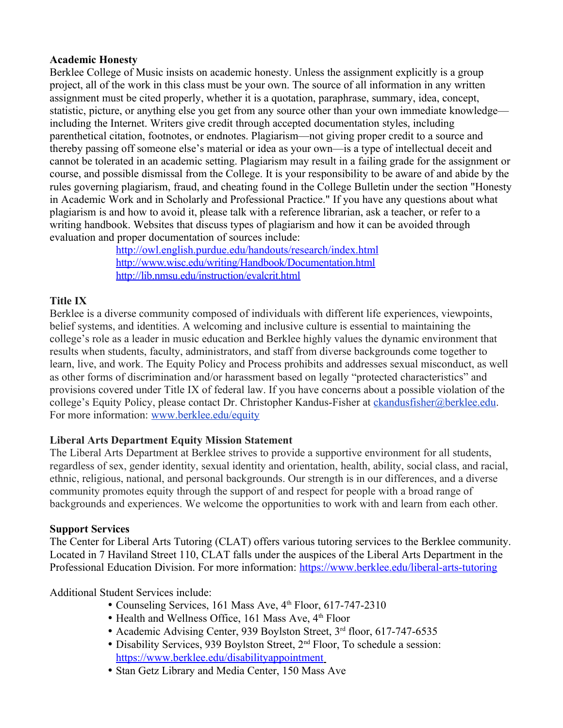**Academic Honesty**

Berklee College of Music insists on academic honesty. Unless the assignment explicitly is a group project, all of the work in this class must be your own. The source of all information in any written assignment must be cited properly, whether it is a quotation, paraphrase, summary, idea, concept, statistic, picture, or anything else you get from any source other than your own immediate knowledge—including the Internet. Writers give credit through accepted documentation styles, including parenthetical citation, footnotes, or endnotes. Plagiarism—not giving proper credit to a source and thereby passing off someone else's material or idea as your own—is a type of intellectual deceit and cannot be tolerated in an academic setting. Plagiarism may result in a failing grade for the assignment or course, and possible dismissal from the College. It is your responsibility to be aware of and abide by the rules governing plagiarism, fraud, and cheating found in the College Bulletin under the section "Honesty in Academic Work and in Scholarly and Professional Practice." If you have any questions about what plagiarism is and how to avoid it, please talk with a reference librarian, ask a teacher, or refer to a writing handbook. Websites that discuss types of plagiarism and how it can be avoided through evaluation and proper documentation of sources include:

http://owl.english.purdue.edu/handouts/research/index.html
http://www.wisc.edu/writing/Handbook/Documentation.html
http://lib.nmsu.edu/instruction/evalcrit.html

**Title IX**

Berklee is a diverse community composed of individuals with different life experiences, viewpoints, belief systems, and identities. A welcoming and inclusive culture is essential to maintaining the college's role as a leader in music education and Berklee highly values the dynamic environment that results when students, faculty, administrators, and staff from diverse backgrounds come together to learn, live, and work. The Equity Policy and Process prohibits and addresses sexual misconduct, as well as other forms of discrimination and/or harassment based on legally "protected characteristics" and provisions covered under Title IX of federal law. If you have concerns about a possible violation of the college's Equity Policy, please contact Dr. Christopher Kandus-Fisher at ckandusfisher@berklee.edu. For more information: www.berklee.edu/equity

**Liberal Arts Department Equity Mission Statement**

The Liberal Arts Department at Berklee strives to provide a supportive environment for all students, regardless of sex, gender identity, sexual identity and orientation, health, ability, social class, and racial, ethnic, religious, national, and personal backgrounds. Our strength is in our differences, and a diverse community promotes equity through the support of and respect for people with a broad range of backgrounds and experiences. We welcome the opportunities to work with and learn from each other.

**Support Services**

The Center for Liberal Arts Tutoring (CLAT) offers various tutoring services to the Berklee community. Located in 7 Haviland Street 110, CLAT falls under the auspices of the Liberal Arts Department in the Professional Education Division. For more information: https://www.berklee.edu/liberal-arts-tutoring

Additional Student Services include:

- Counseling Services, 161 Mass Ave, 4th Floor, 617-747-2310
- Health and Wellness Office, 161 Mass Ave, 4th Floor
- Academic Advising Center, 939 Boylston Street, 3rd floor, 617-747-6535
- Disability Services, 939 Boylston Street, 2nd Floor, To schedule a session: https://www.berklee.edu/disabilityappointment
- Stan Getz Library and Media Center, 150 Mass Ave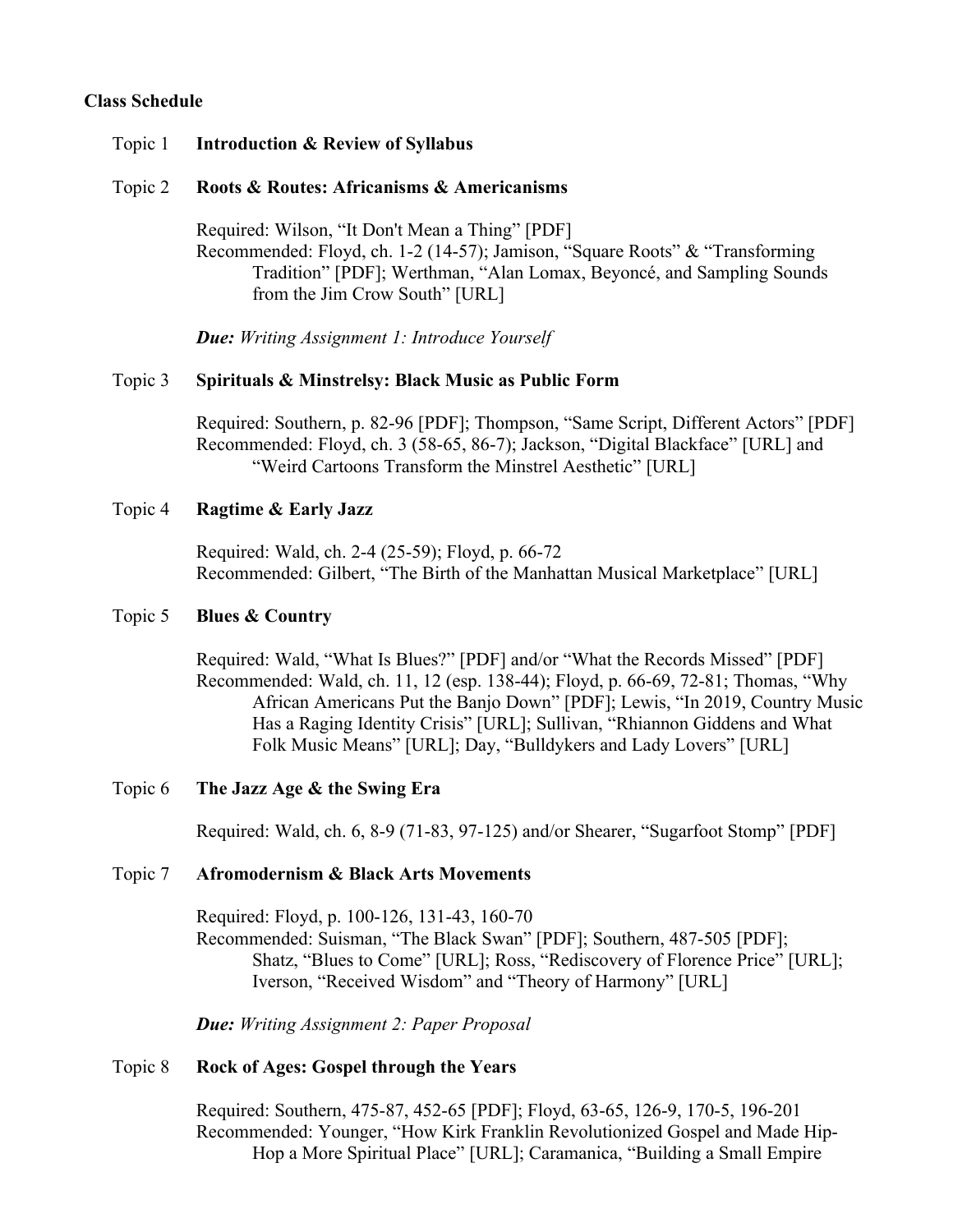**Class Schedule**

Topic 1 **Introduction & Review of Syllabus**

Topic 2 **Roots & Routes: Africanisms & Americanisms**

Required: Wilson, "It Don't Mean a Thing" [PDF]
Recommended: Floyd, ch. 1-2 (14-57); Jamison, "Square Roots" & "Transforming Tradition" [PDF]; Werthman, "Alan Lomax, Beyoncé, and Sampling Sounds from the Jim Crow South" [URL]

***Due:*** *Writing Assignment 1: Introduce Yourself*

Topic 3 **Spirituals & Minstrelsy: Black Music as Public Form**

Required: Southern, p. 82-96 [PDF]; Thompson, "Same Script, Different Actors" [PDF]
Recommended: Floyd, ch. 3 (58-65, 86-7); Jackson, "Digital Blackface" [URL] and "Weird Cartoons Transform the Minstrel Aesthetic" [URL]

Topic 4 **Ragtime & Early Jazz**

Required: Wald, ch. 2-4 (25-59); Floyd, p. 66-72
Recommended: Gilbert, "The Birth of the Manhattan Musical Marketplace" [URL]

Topic 5 **Blues & Country**

Required: Wald, "What Is Blues?" [PDF] and/or "What the Records Missed" [PDF]
Recommended: Wald, ch. 11, 12 (esp. 138-44); Floyd, p. 66-69, 72-81; Thomas, "Why African Americans Put the Banjo Down" [PDF]; Lewis, "In 2019, Country Music Has a Raging Identity Crisis" [URL]; Sullivan, "Rhiannon Giddens and What Folk Music Means" [URL]; Day, "Bulldykers and Lady Lovers" [URL]

Topic 6 **The Jazz Age & the Swing Era**

Required: Wald, ch. 6, 8-9 (71-83, 97-125) and/or Shearer, "Sugarfoot Stomp" [PDF]

Topic 7 **Afromodernism & Black Arts Movements**

Required: Floyd, p. 100-126, 131-43, 160-70
Recommended: Suisman, "The Black Swan" [PDF]; Southern, 487-505 [PDF]; Shatz, "Blues to Come" [URL]; Ross, "Rediscovery of Florence Price" [URL]; Iverson, "Received Wisdom" and "Theory of Harmony" [URL]

***Due:*** *Writing Assignment 2: Paper Proposal*

Topic 8 **Rock of Ages: Gospel through the Years**

Required: Southern, 475-87, 452-65 [PDF]; Floyd, 63-65, 126-9, 170-5, 196-201
Recommended: Younger, "How Kirk Franklin Revolutionized Gospel and Made Hip-Hop a More Spiritual Place" [URL]; Caramanica, "Building a Small Empire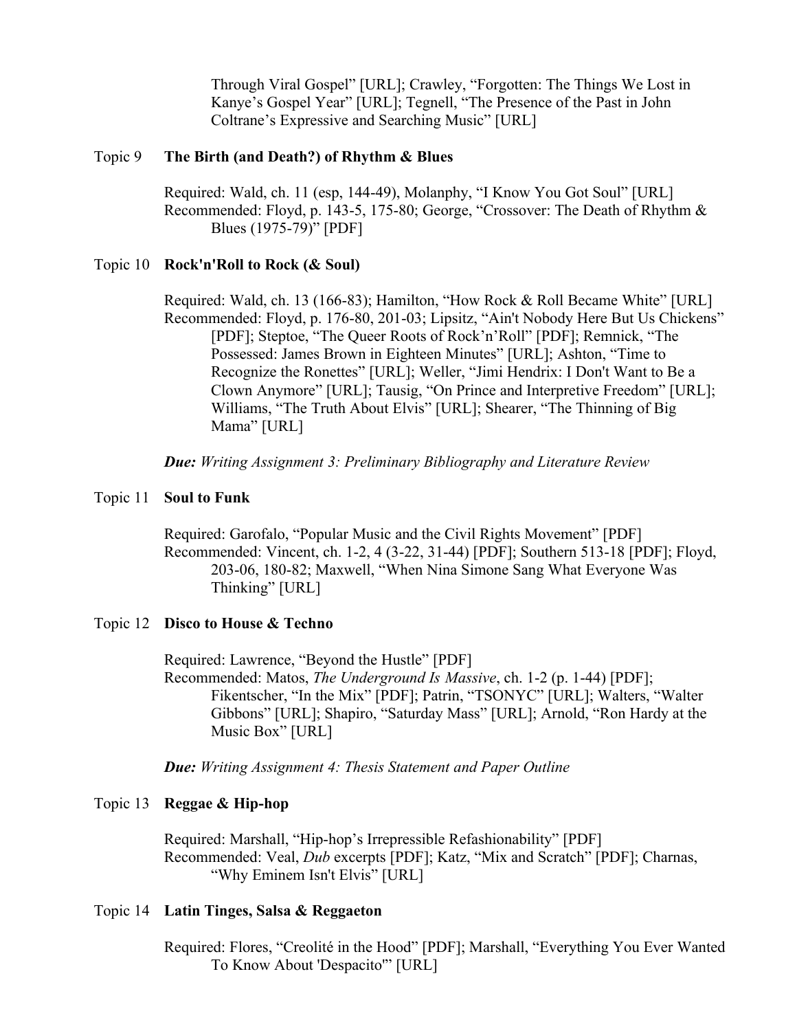Through Viral Gospel" [URL]; Crawley, "Forgotten: The Things We Lost in Kanye's Gospel Year" [URL]; Tegnell, "The Presence of the Past in John Coltrane's Expressive and Searching Music" [URL]

### Topic 9 **The Birth (and Death?) of Rhythm & Blues**

Required: Wald, ch. 11 (esp, 144-49), Molanphy, "I Know You Got Soul" [URL]
Recommended: Floyd, p. 143-5, 175-80; George, "Crossover: The Death of Rhythm & Blues (1975-79)" [PDF]

### Topic 10 **Rock'n'Roll to Rock (& Soul)**

Required: Wald, ch. 13 (166-83); Hamilton, "How Rock & Roll Became White" [URL]
Recommended: Floyd, p. 176-80, 201-03; Lipsitz, "Ain't Nobody Here But Us Chickens" [PDF]; Steptoe, "The Queer Roots of Rock'n'Roll" [PDF]; Remnick, "The Possessed: James Brown in Eighteen Minutes" [URL]; Ashton, "Time to Recognize the Ronettes" [URL]; Weller, "Jimi Hendrix: I Don't Want to Be a Clown Anymore" [URL]; Tausig, "On Prince and Interpretive Freedom" [URL]; Williams, "The Truth About Elvis" [URL]; Shearer, "The Thinning of Big Mama" [URL]

***Due:*** *Writing Assignment 3: Preliminary Bibliography and Literature Review*

### Topic 11 **Soul to Funk**

Required: Garofalo, "Popular Music and the Civil Rights Movement" [PDF]
Recommended: Vincent, ch. 1-2, 4 (3-22, 31-44) [PDF]; Southern 513-18 [PDF]; Floyd, 203-06, 180-82; Maxwell, "When Nina Simone Sang What Everyone Was Thinking" [URL]

### Topic 12 **Disco to House & Techno**

Required: Lawrence, "Beyond the Hustle" [PDF]
Recommended: Matos, *The Underground Is Massive*, ch. 1-2 (p. 1-44) [PDF]; Fikentscher, "In the Mix" [PDF]; Patrin, "TSONYC" [URL]; Walters, "Walter Gibbons" [URL]; Shapiro, "Saturday Mass" [URL]; Arnold, "Ron Hardy at the Music Box" [URL]

***Due:*** *Writing Assignment 4: Thesis Statement and Paper Outline*

### Topic 13 **Reggae & Hip-hop**

Required: Marshall, "Hip-hop's Irrepressible Refashionability" [PDF]
Recommended: Veal, *Dub* excerpts [PDF]; Katz, "Mix and Scratch" [PDF]; Charnas, "Why Eminem Isn't Elvis" [URL]

### Topic 14 **Latin Tinges, Salsa & Reggaeton**

Required: Flores, "Creolité in the Hood" [PDF]; Marshall, "Everything You Ever Wanted To Know About 'Despacito'" [URL]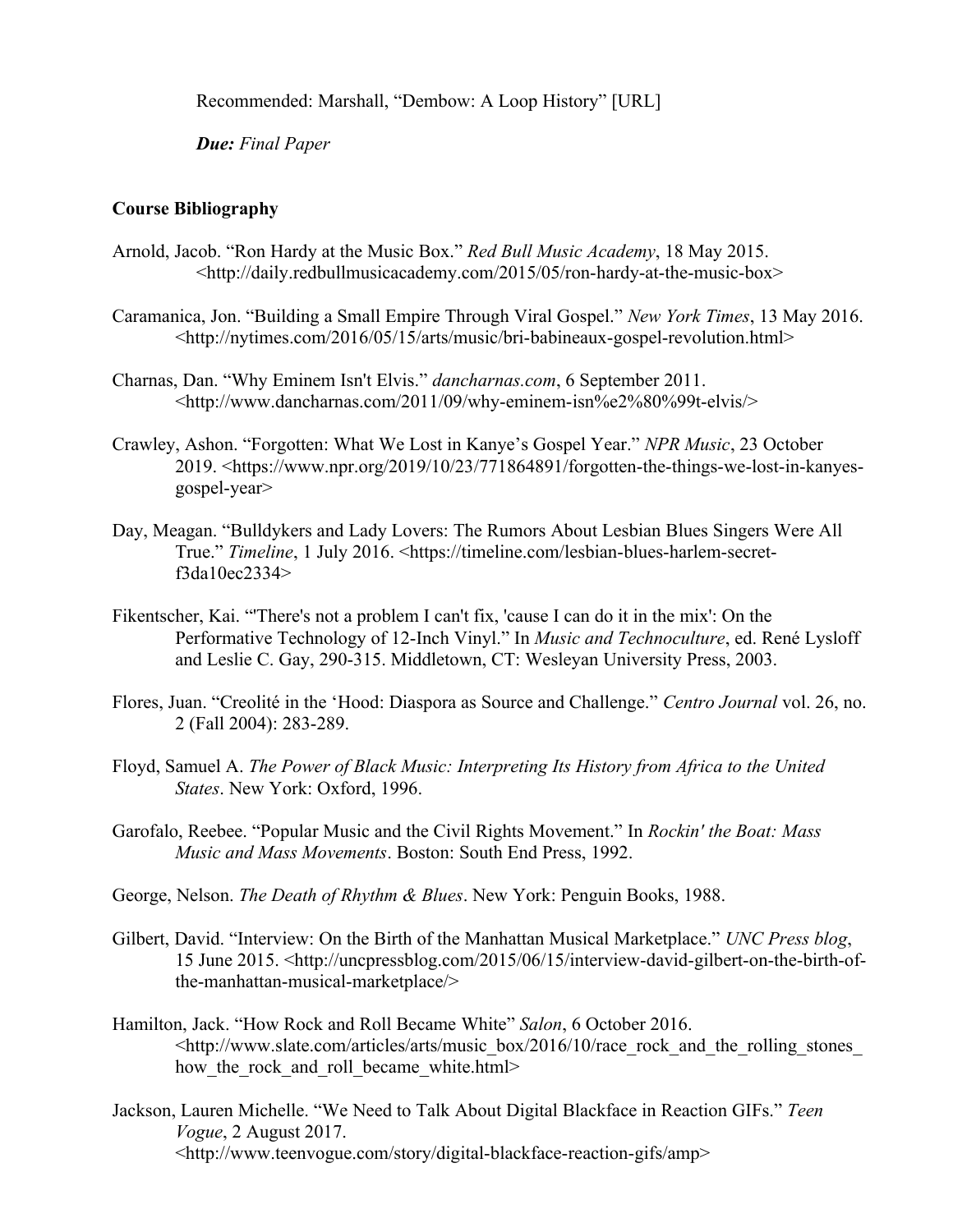Recommended: Marshall, "Dembow: A Loop History" [URL]

***Due:*** *Final Paper*

**Course Bibliography**

Arnold, Jacob. "Ron Hardy at the Music Box." *Red Bull Music Academy*, 18 May 2015. <http://daily.redbullmusicacademy.com/2015/05/ron-hardy-at-the-music-box>

Caramanica, Jon. "Building a Small Empire Through Viral Gospel." *New York Times*, 13 May 2016. <http://nytimes.com/2016/05/15/arts/music/bri-babineaux-gospel-revolution.html>

Charnas, Dan. "Why Eminem Isn't Elvis." *dancharnas.com*, 6 September 2011. <http://www.dancharnas.com/2011/09/why-eminem-isn%e2%80%99t-elvis/>

Crawley, Ashon. "Forgotten: What We Lost in Kanye's Gospel Year." *NPR Music*, 23 October 2019. <https://www.npr.org/2019/10/23/771864891/forgotten-the-things-we-lost-in-kanyes-gospel-year>

Day, Meagan. "Bulldykers and Lady Lovers: The Rumors About Lesbian Blues Singers Were All True." *Timeline*, 1 July 2016. <https://timeline.com/lesbian-blues-harlem-secret-f3da10ec2334>

Fikentscher, Kai. "'There's not a problem I can't fix, 'cause I can do it in the mix': On the Performative Technology of 12-Inch Vinyl." In *Music and Technoculture*, ed. René Lysloff and Leslie C. Gay, 290-315. Middletown, CT: Wesleyan University Press, 2003.

Flores, Juan. "Creolité in the 'Hood: Diaspora as Source and Challenge." *Centro Journal* vol. 26, no. 2 (Fall 2004): 283-289.

Floyd, Samuel A. *The Power of Black Music: Interpreting Its History from Africa to the United States*. New York: Oxford, 1996.

Garofalo, Reebee. "Popular Music and the Civil Rights Movement." In *Rockin' the Boat: Mass Music and Mass Movements*. Boston: South End Press, 1992.

George, Nelson. *The Death of Rhythm & Blues*. New York: Penguin Books, 1988.

Gilbert, David. "Interview: On the Birth of the Manhattan Musical Marketplace." *UNC Press blog*, 15 June 2015. <http://uncpressblog.com/2015/06/15/interview-david-gilbert-on-the-birth-of-the-manhattan-musical-marketplace/>

Hamilton, Jack. "How Rock and Roll Became White" *Salon*, 6 October 2016. <http://www.slate.com/articles/arts/music_box/2016/10/race_rock_and_the_rolling_stones_how_the_rock_and_roll_became_white.html>

Jackson, Lauren Michelle. "We Need to Talk About Digital Blackface in Reaction GIFs." *Teen Vogue*, 2 August 2017. <http://www.teenvogue.com/story/digital-blackface-reaction-gifs/amp>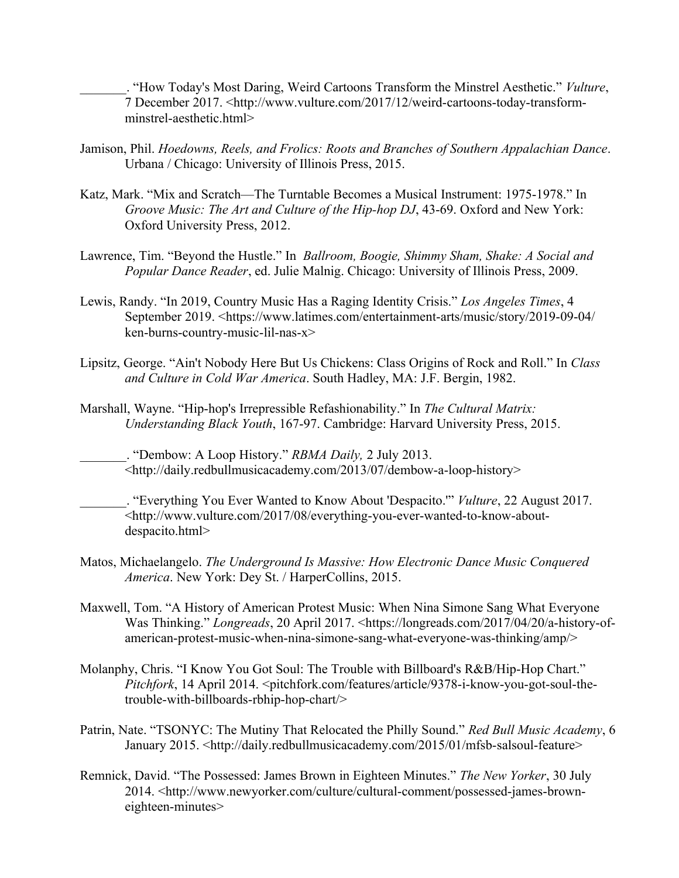_______. “How Today's Most Daring, Weird Cartoons Transform the Minstrel Aesthetic.” *Vulture*, 7 December 2017. <http://www.vulture.com/2017/12/weird-cartoons-today-transform-minstrel-aesthetic.html>

Jamison, Phil. *Hoedowns, Reels, and Frolics: Roots and Branches of Southern Appalachian Dance*. Urbana / Chicago: University of Illinois Press, 2015.

Katz, Mark. “Mix and Scratch—The Turntable Becomes a Musical Instrument: 1975-1978.” In *Groove Music: The Art and Culture of the Hip-hop DJ*, 43-69. Oxford and New York: Oxford University Press, 2012.

Lawrence, Tim. “Beyond the Hustle.” In *Ballroom, Boogie, Shimmy Sham, Shake: A Social and Popular Dance Reader*, ed. Julie Malnig. Chicago: University of Illinois Press, 2009.

Lewis, Randy. “In 2019, Country Music Has a Raging Identity Crisis.” *Los Angeles Times*, 4 September 2019. <https://www.latimes.com/entertainment-arts/music/story/2019-09-04/ken-burns-country-music-lil-nas-x>

Lipsitz, George. “Ain't Nobody Here But Us Chickens: Class Origins of Rock and Roll.” In *Class and Culture in Cold War America*. South Hadley, MA: J.F. Bergin, 1982.

Marshall, Wayne. “Hip-hop's Irrepressible Refashionability.” In *The Cultural Matrix: Understanding Black Youth*, 167-97. Cambridge: Harvard University Press, 2015.

_______. “Dembow: A Loop History.” *RBMA Daily,* 2 July 2013. <http://daily.redbullmusicacademy.com/2013/07/dembow-a-loop-history>

_______. “Everything You Ever Wanted to Know About 'Despacito.'” *Vulture*, 22 August 2017. <http://www.vulture.com/2017/08/everything-you-ever-wanted-to-know-about-despacito.html>

Matos, Michaelangelo. *The Underground Is Massive: How Electronic Dance Music Conquered America*. New York: Dey St. / HarperCollins, 2015.

Maxwell, Tom. “A History of American Protest Music: When Nina Simone Sang What Everyone Was Thinking.” *Longreads*, 20 April 2017. <https://longreads.com/2017/04/20/a-history-of-american-protest-music-when-nina-simone-sang-what-everyone-was-thinking/amp/>

Molanphy, Chris. “I Know You Got Soul: The Trouble with Billboard's R&B/Hip-Hop Chart.” *Pitchfork*, 14 April 2014. <pitchfork.com/features/article/9378-i-know-you-got-soul-the-trouble-with-billboards-rbhip-hop-chart/>

Patrin, Nate. “TSONYC: The Mutiny That Relocated the Philly Sound.” *Red Bull Music Academy*, 6 January 2015. <http://daily.redbullmusicacademy.com/2015/01/mfsb-salsoul-feature>

Remnick, David. “The Possessed: James Brown in Eighteen Minutes.” *The New Yorker*, 30 July 2014. <http://www.newyorker.com/culture/cultural-comment/possessed-james-brown-eighteen-minutes>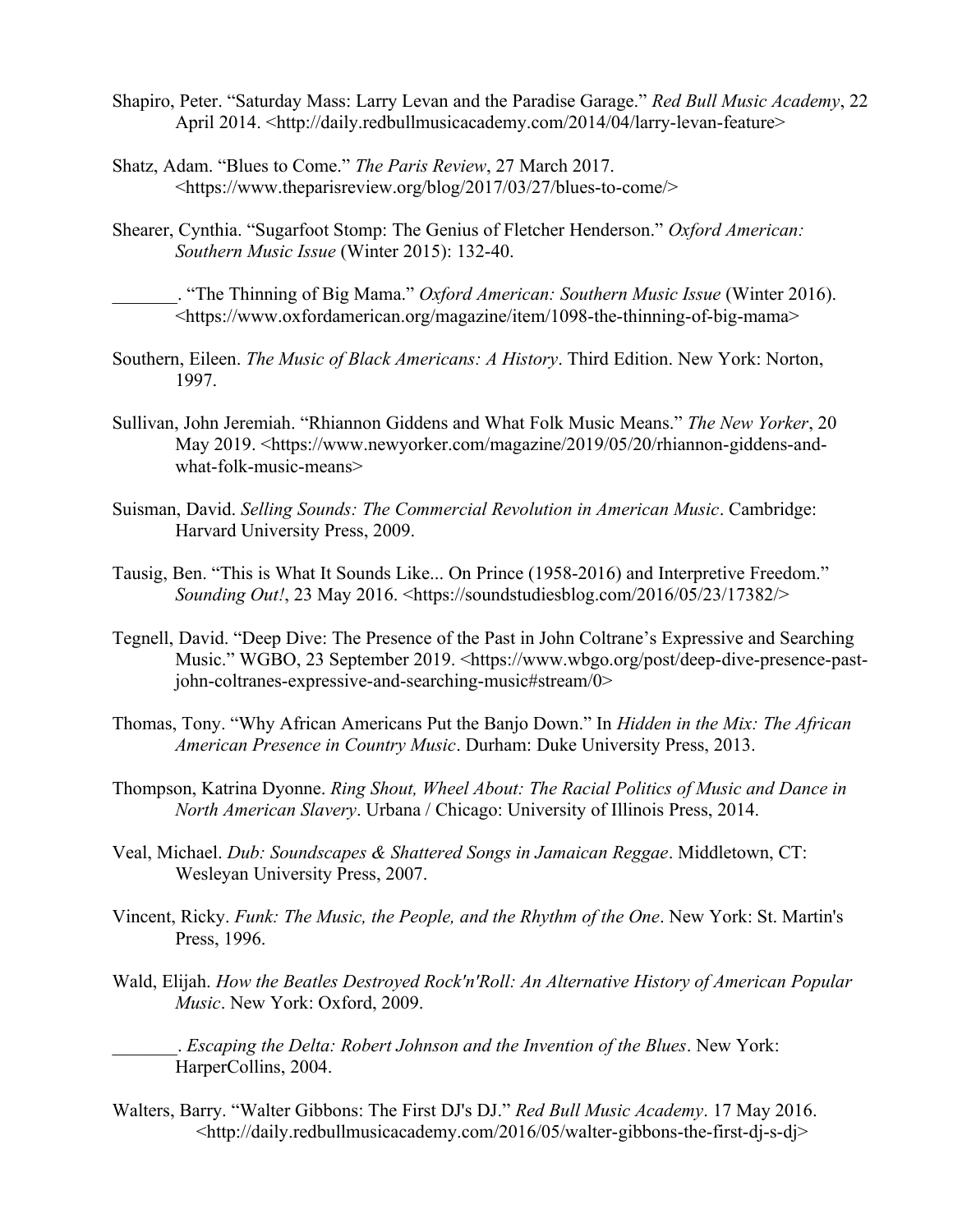Shapiro, Peter. “Saturday Mass: Larry Levan and the Paradise Garage.” *Red Bull Music Academy*, 22 April 2014. <http://daily.redbullmusicacademy.com/2014/04/larry-levan-feature>

Shatz, Adam. “Blues to Come.” *The Paris Review*, 27 March 2017. <https://www.theparisreview.org/blog/2017/03/27/blues-to-come/>

Shearer, Cynthia. “Sugarfoot Stomp: The Genius of Fletcher Henderson.” *Oxford American: Southern Music Issue* (Winter 2015): 132-40.

_______. “The Thinning of Big Mama.” *Oxford American: Southern Music Issue* (Winter 2016). <https://www.oxfordamerican.org/magazine/item/1098-the-thinning-of-big-mama>

Southern, Eileen. *The Music of Black Americans: A History*. Third Edition. New York: Norton, 1997.

Sullivan, John Jeremiah. “Rhiannon Giddens and What Folk Music Means.” *The New Yorker*, 20 May 2019. <https://www.newyorker.com/magazine/2019/05/20/rhiannon-giddens-and-what-folk-music-means>

Suisman, David. *Selling Sounds: The Commercial Revolution in American Music*. Cambridge: Harvard University Press, 2009.

Tausig, Ben. “This is What It Sounds Like... On Prince (1958-2016) and Interpretive Freedom.” *Sounding Out!*, 23 May 2016. <https://soundstudiesblog.com/2016/05/23/17382/>

Tegnell, David. “Deep Dive: The Presence of the Past in John Coltrane’s Expressive and Searching Music.” WGBO, 23 September 2019. <https://www.wbgo.org/post/deep-dive-presence-past-john-coltranes-expressive-and-searching-music#stream/0>

Thomas, Tony. “Why African Americans Put the Banjo Down.” In *Hidden in the Mix: The African American Presence in Country Music*. Durham: Duke University Press, 2013.

Thompson, Katrina Dyonne. *Ring Shout, Wheel About: The Racial Politics of Music and Dance in North American Slavery*. Urbana / Chicago: University of Illinois Press, 2014.

Veal, Michael. *Dub: Soundscapes & Shattered Songs in Jamaican Reggae*. Middletown, CT: Wesleyan University Press, 2007.

Vincent, Ricky. *Funk: The Music, the People, and the Rhythm of the One*. New York: St. Martin's Press, 1996.

Wald, Elijah. *How the Beatles Destroyed Rock'n'Roll: An Alternative History of American Popular Music*. New York: Oxford, 2009.

_______. *Escaping the Delta: Robert Johnson and the Invention of the Blues*. New York: HarperCollins, 2004.

Walters, Barry. “Walter Gibbons: The First DJ's DJ.” *Red Bull Music Academy*. 17 May 2016. <http://daily.redbullmusicacademy.com/2016/05/walter-gibbons-the-first-dj-s-dj>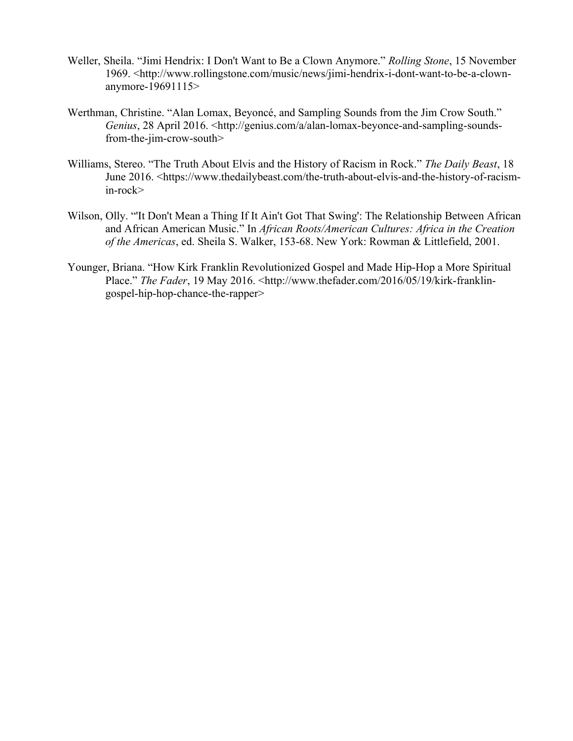Weller, Sheila. "Jimi Hendrix: I Don't Want to Be a Clown Anymore." *Rolling Stone*, 15 November 1969. <http://www.rollingstone.com/music/news/jimi-hendrix-i-dont-want-to-be-a-clown-anymore-19691115>

Werthman, Christine. "Alan Lomax, Beyoncé, and Sampling Sounds from the Jim Crow South." *Genius*, 28 April 2016. <http://genius.com/a/alan-lomax-beyonce-and-sampling-sounds-from-the-jim-crow-south>

Williams, Stereo. "The Truth About Elvis and the History of Racism in Rock." *The Daily Beast*, 18 June 2016. <https://www.thedailybeast.com/the-truth-about-elvis-and-the-history-of-racism-in-rock>

Wilson, Olly. "'It Don't Mean a Thing If It Ain't Got That Swing': The Relationship Between African and African American Music." In *African Roots/American Cultures: Africa in the Creation of the Americas*, ed. Sheila S. Walker, 153-68. New York: Rowman & Littlefield, 2001.

Younger, Briana. "How Kirk Franklin Revolutionized Gospel and Made Hip-Hop a More Spiritual Place." *The Fader*, 19 May 2016. <http://www.thefader.com/2016/05/19/kirk-franklin-gospel-hip-hop-chance-the-rapper>